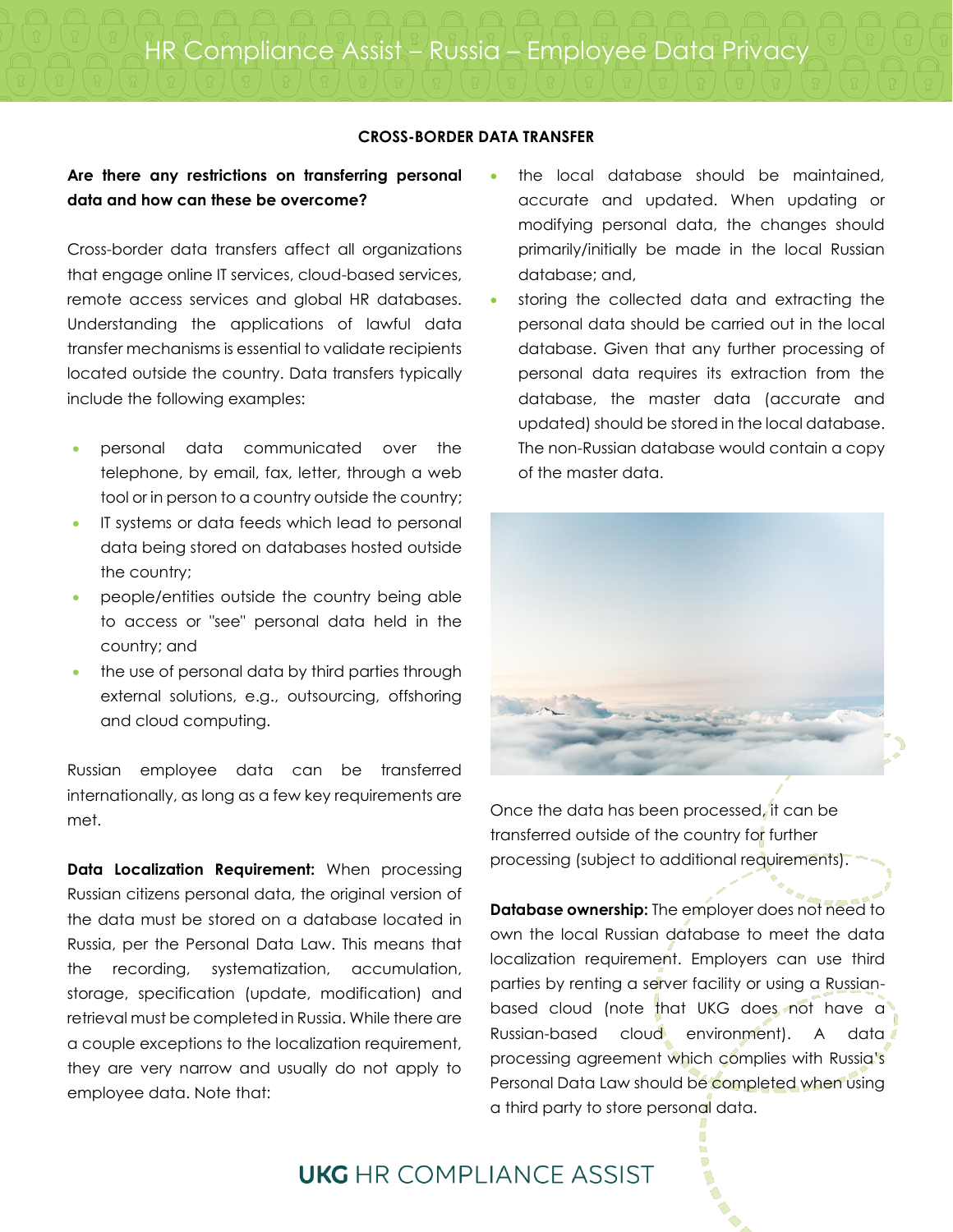## CROSS-BORDER DATA TRANSFER

**Are there any restrictions on transferring personal data and how can these be overcome?**

Cross-border data transfers affect all organizations that engage online IT services, cloud-based services, remote access services and global HR databases. Understanding the applications of lawful data transfer mechanisms is essential to validate recipients located outside the country. Data transfers typically include the following examples:

- personal data communicated over the telephone, by email, fax, letter, through a web tool or in person to a country outside the country;
- IT systems or data feeds which lead to personal data being stored on databases hosted outside the country;
- people/entities outside the country being able to access or "see" personal data held in the country; and
- the use of personal data by third parties through external solutions, e.g., outsourcing, offshoring and cloud computing.

Russian employee data can be transferred internationally, as long as a few key requirements are met.

**Data Localization Requirement:** When processing Russian citizens personal data, the original version of the data must be stored on a database located in Russia, per the Personal Data Law. This means that the recording, systematization, accumulation, storage, specification (update, modification) and retrieval must be completed in Russia. While there are a couple exceptions to the localization requirement, they are very narrow and usually do not apply to employee data. Note that:

- the local database should be maintained, accurate and updated. When updating or modifying personal data, the changes should primarily/initially be made in the local Russian database; and,
- storing the collected data and extracting the personal data should be carried out in the local database. Given that any further processing of personal data requires its extraction from the database, the master data (accurate and updated) should be stored in the local database. The non-Russian database would contain a copy of the master data.

Once the data has been processed, it can be transferred outside of the country for further processing (subject to additional requirements).

**Database ownership:** The employer does not need to own the local Russian database to meet the data localization requirement. Employers can use third parties by renting a server facility or using a Russian-based cloud (note that UKG does not have a Russian-based cloud environment). A data processing agreement which complies with Russia's Personal Data Law should be completed when using a third party to store personal data.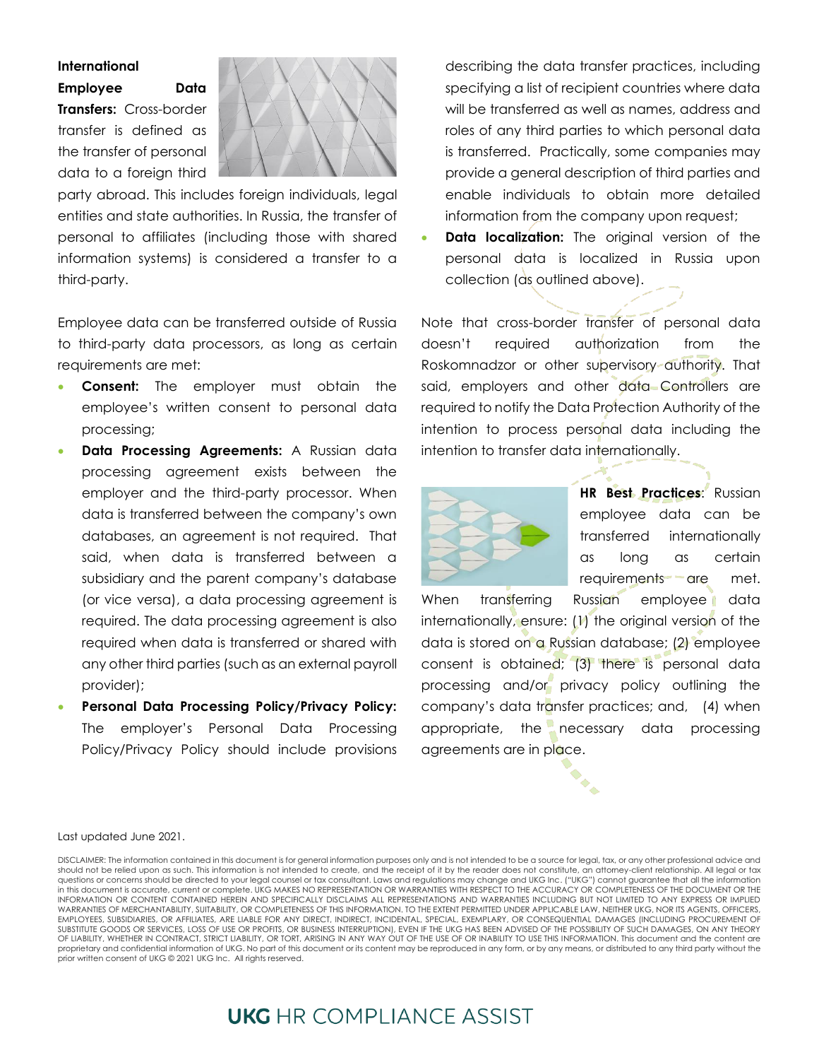**International Employee Data Transfers:** Cross-border transfer is defined as the transfer of personal data to a foreign third party abroad. This includes foreign individuals, legal entities and state authorities. In Russia, the transfer of personal to affiliates (including those with shared information systems) is considered a transfer to a third-party.

Employee data can be transferred outside of Russia to third-party data processors, as long as certain requirements are met:

- **Consent:** The employer must obtain the employee's written consent to personal data processing;
- **Data Processing Agreements:** A Russian data processing agreement exists between the employer and the third-party processor. When data is transferred between the company's own databases, an agreement is not required. That said, when data is transferred between a subsidiary and the parent company's database (or vice versa), a data processing agreement is required. The data processing agreement is also required when data is transferred or shared with any other third parties (such as an external payroll provider);
- **Personal Data Processing Policy/Privacy Policy:** The employer's Personal Data Processing Policy/Privacy Policy should include provisions describing the data transfer practices, including specifying a list of recipient countries where data will be transferred as well as names, address and roles of any third parties to which personal data is transferred. Practically, some companies may provide a general description of third parties and enable individuals to obtain more detailed information from the company upon request;
- **Data localization:** The original version of the personal data is localized in Russia upon collection (as outlined above).

Note that cross-border transfer of personal data doesn't required authorization from the Roskomnadzor or other supervisory authority. That said, employers and other data Controllers are required to notify the Data Protection Authority of the intention to process personal data including the intention to transfer data internationally.

**HR Best Practices**: Russian employee data can be transferred internationally as long as certain requirements are met. When transferring Russian employee data internationally, ensure: (1) the original version of the data is stored on a Russian database; (2) employee consent is obtained; (3) there is personal data processing and/or privacy policy outlining the company's data transfer practices; and, (4) when appropriate, the necessary data processing agreements are in place.

Last updated June 2021.

DISCLAIMER: The information contained in this document is for general information purposes only and is not intended to be a source for legal, tax, or any other professional advice and should not be relied upon as such. This information is not intended to create, and the receipt of it by the reader does not constitute, an attorney-client relationship. All legal or tax questions or concerns should be directed to your legal counsel or tax consultant. Laws and regulations may change and UKG Inc. ("UKG") cannot guarantee that all the information in this document is accurate, current or complete. UKG MAKES NO REPRESENTATION OR WARRANTIES WITH RESPECT TO THE ACCURACY OR COMPLETENESS OF THE DOCUMENT OR THE INFORMATION OR CONTENT CONTAINED HEREIN AND SPECIFICALLY DISCLAIMS ALL REPRESENTATIONS AND WARRANTIES INCLUDING BUT NOT LIMITED TO ANY EXPRESS OR IMPLIED WARRANTIES OF MERCHANTABILITY, SUITABILITY, OR COMPLETENESS OF THIS INFORMATION. TO THE EXTENT PERMITTED UNDER APPLICABLE LAW, NEITHER UKG, NOR ITS AGENTS, OFFICERS, EMPLOYEES, SUBSIDIARIES, OR AFFILIATES, ARE LIABLE FOR ANY DIRECT, INDIRECT, INCIDENTAL, SPECIAL, EXEMPLARY, OR CONSEQUENTIAL DAMAGES (INCLUDING PROCUREMENT OF SUBSTITUTE GOODS OR SERVICES, LOSS OF USE OR PROFITS, OR BUSINESS INTERRUPTION), EVEN IF THE UKG HAS BEEN ADVISED OF THE POSSIBILITY OF SUCH DAMAGES, ON ANY THEORY OF LIABILITY, WHETHER IN CONTRACT, STRICT LIABILITY, OR TORT, ARISING IN ANY WAY OUT OF THE USE OF OR INABILITY TO USE THIS INFORMATION. This document and the content are proprietary and confidential information of UKG. No part of this document or its content may be reproduced in any form, or by any means, or distributed to any third party without the prior written consent of UKG © 2021 UKG Inc. All rights reserved.

**UKG** HR COMPLIANCE ASSIST